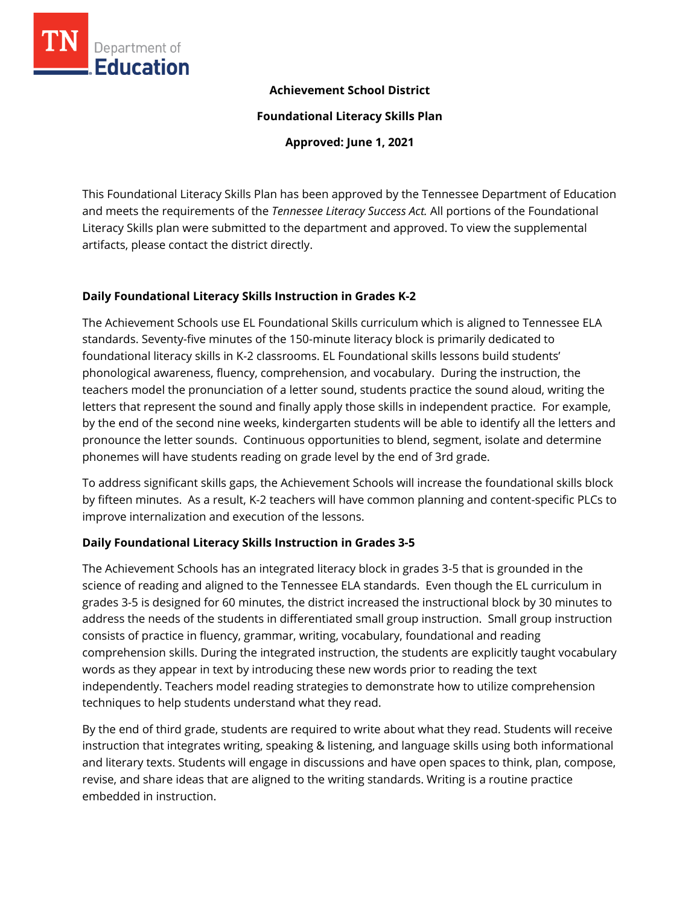**Achievement School District**

**Foundational Literacy Skills Plan**

**Approved: June 1, 2021**

This Foundational Literacy Skills Plan has been approved by the Tennessee Department of Education and meets the requirements of the *Tennessee Literacy Success Act.* All portions of the Foundational Literacy Skills plan were submitted to the department and approved. To view the supplemental artifacts, please contact the district directly.

## Daily Foundational Literacy Skills Instruction in Grades K-2

The Achievement Schools use EL Foundational Skills curriculum which is aligned to Tennessee ELA standards. Seventy-five minutes of the 150-minute literacy block is primarily dedicated to foundational literacy skills in K-2 classrooms. EL Foundational skills lessons build students' phonological awareness, fluency, comprehension, and vocabulary. During the instruction, the teachers model the pronunciation of a letter sound, students practice the sound aloud, writing the letters that represent the sound and finally apply those skills in independent practice. For example, by the end of the second nine weeks, kindergarten students will be able to identify all the letters and pronounce the letter sounds. Continuous opportunities to blend, segment, isolate and determine phonemes will have students reading on grade level by the end of 3rd grade.

To address significant skills gaps, the Achievement Schools will increase the foundational skills block by fifteen minutes. As a result, K-2 teachers will have common planning and content-specific PLCs to improve internalization and execution of the lessons.

## Daily Foundational Literacy Skills Instruction in Grades 3-5

The Achievement Schools has an integrated literacy block in grades 3-5 that is grounded in the science of reading and aligned to the Tennessee ELA standards. Even though the EL curriculum in grades 3-5 is designed for 60 minutes, the district increased the instructional block by 30 minutes to address the needs of the students in differentiated small group instruction. Small group instruction consists of practice in fluency, grammar, writing, vocabulary, foundational and reading comprehension skills. During the integrated instruction, the students are explicitly taught vocabulary words as they appear in text by introducing these new words prior to reading the text independently. Teachers model reading strategies to demonstrate how to utilize comprehension techniques to help students understand what they read.

By the end of third grade, students are required to write about what they read. Students will receive instruction that integrates writing, speaking & listening, and language skills using both informational and literary texts. Students will engage in discussions and have open spaces to think, plan, compose, revise, and share ideas that are aligned to the writing standards. Writing is a routine practice embedded in instruction.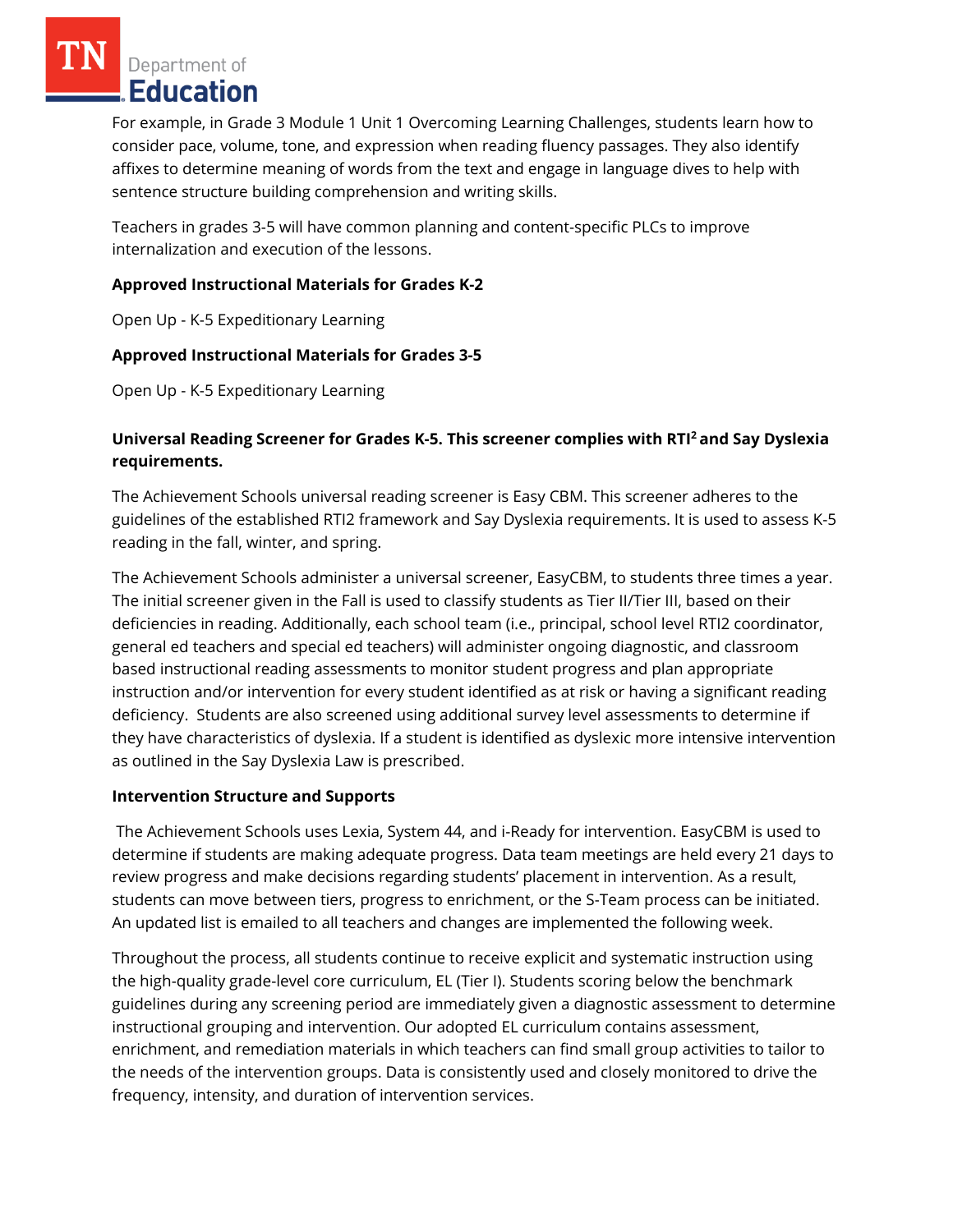For example, in Grade 3 Module 1 Unit 1 Overcoming Learning Challenges, students learn how to consider pace, volume, tone, and expression when reading fluency passages. They also identify affixes to determine meaning of words from the text and engage in language dives to help with sentence structure building comprehension and writing skills.

Teachers in grades 3-5 will have common planning and content-specific PLCs to improve internalization and execution of the lessons.

**Approved Instructional Materials for Grades K-2**

Open Up - K-5 Expeditionary Learning

**Approved Instructional Materials for Grades 3-5**

Open Up - K-5 Expeditionary Learning

**Universal Reading Screener for Grades K-5. This screener complies with RTI$^2$ and Say Dyslexia requirements.**

The Achievement Schools universal reading screener is Easy CBM. This screener adheres to the guidelines of the established RTI2 framework and Say Dyslexia requirements. It is used to assess K-5 reading in the fall, winter, and spring.

The Achievement Schools administer a universal screener, EasyCBM, to students three times a year. The initial screener given in the Fall is used to classify students as Tier II/Tier III, based on their deficiencies in reading. Additionally, each school team (i.e., principal, school level RTI2 coordinator, general ed teachers and special ed teachers) will administer ongoing diagnostic, and classroom based instructional reading assessments to monitor student progress and plan appropriate instruction and/or intervention for every student identified as at risk or having a significant reading deficiency. Students are also screened using additional survey level assessments to determine if they have characteristics of dyslexia. If a student is identified as dyslexic more intensive intervention as outlined in the Say Dyslexia Law is prescribed.

**Intervention Structure and Supports**

The Achievement Schools uses Lexia, System 44, and i-Ready for intervention. EasyCBM is used to determine if students are making adequate progress. Data team meetings are held every 21 days to review progress and make decisions regarding students' placement in intervention. As a result, students can move between tiers, progress to enrichment, or the S-Team process can be initiated. An updated list is emailed to all teachers and changes are implemented the following week.

Throughout the process, all students continue to receive explicit and systematic instruction using the high-quality grade-level core curriculum, EL (Tier I). Students scoring below the benchmark guidelines during any screening period are immediately given a diagnostic assessment to determine instructional grouping and intervention. Our adopted EL curriculum contains assessment, enrichment, and remediation materials in which teachers can find small group activities to tailor to the needs of the intervention groups. Data is consistently used and closely monitored to drive the frequency, intensity, and duration of intervention services.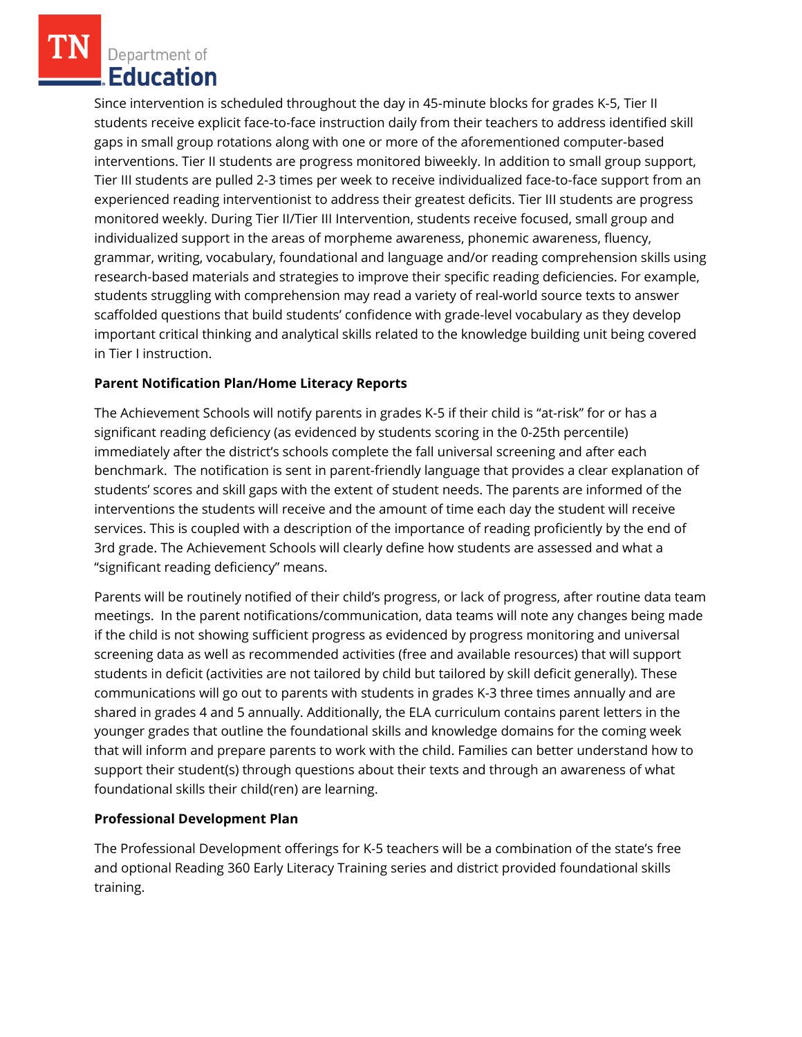Since intervention is scheduled throughout the day in 45-minute blocks for grades K-5, Tier II students receive explicit face-to-face instruction daily from their teachers to address identified skill gaps in small group rotations along with one or more of the aforementioned computer-based interventions. Tier II students are progress monitored biweekly. In addition to small group support, Tier III students are pulled 2-3 times per week to receive individualized face-to-face support from an experienced reading interventionist to address their greatest deficits. Tier III students are progress monitored weekly. During Tier II/Tier III Intervention, students receive focused, small group and individualized support in the areas of morpheme awareness, phonemic awareness, fluency, grammar, writing, vocabulary, foundational and language and/or reading comprehension skills using research-based materials and strategies to improve their specific reading deficiencies. For example, students struggling with comprehension may read a variety of real-world source texts to answer scaffolded questions that build students' confidence with grade-level vocabulary as they develop important critical thinking and analytical skills related to the knowledge building unit being covered in Tier I instruction.

**Parent Notification Plan/Home Literacy Reports**

The Achievement Schools will notify parents in grades K-5 if their child is "at-risk" for or has a significant reading deficiency (as evidenced by students scoring in the 0-25th percentile) immediately after the district's schools complete the fall universal screening and after each benchmark. The notification is sent in parent-friendly language that provides a clear explanation of students' scores and skill gaps with the extent of student needs. The parents are informed of the interventions the students will receive and the amount of time each day the student will receive services. This is coupled with a description of the importance of reading proficiently by the end of 3rd grade. The Achievement Schools will clearly define how students are assessed and what a "significant reading deficiency" means.

Parents will be routinely notified of their child's progress, or lack of progress, after routine data team meetings. In the parent notifications/communication, data teams will note any changes being made if the child is not showing sufficient progress as evidenced by progress monitoring and universal screening data as well as recommended activities (free and available resources) that will support students in deficit (activities are not tailored by child but tailored by skill deficit generally). These communications will go out to parents with students in grades K-3 three times annually and are shared in grades 4 and 5 annually. Additionally, the ELA curriculum contains parent letters in the younger grades that outline the foundational skills and knowledge domains for the coming week that will inform and prepare parents to work with the child. Families can better understand how to support their student(s) through questions about their texts and through an awareness of what foundational skills their child(ren) are learning.

**Professional Development Plan**

The Professional Development offerings for K-5 teachers will be a combination of the state's free and optional Reading 360 Early Literacy Training series and district provided foundational skills training.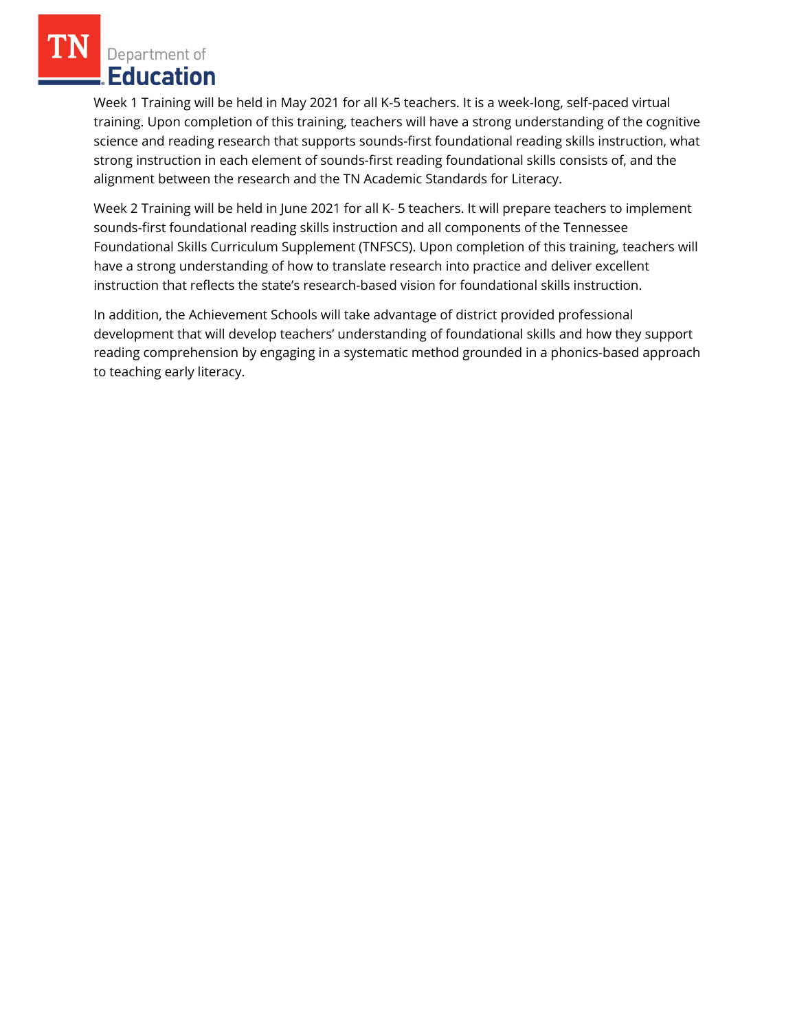Week 1 Training will be held in May 2021 for all K-5 teachers. It is a week-long, self-paced virtual training. Upon completion of this training, teachers will have a strong understanding of the cognitive science and reading research that supports sounds-first foundational reading skills instruction, what strong instruction in each element of sounds-first reading foundational skills consists of, and the alignment between the research and the TN Academic Standards for Literacy.

Week 2 Training will be held in June 2021 for all K- 5 teachers. It will prepare teachers to implement sounds-first foundational reading skills instruction and all components of the Tennessee Foundational Skills Curriculum Supplement (TNFSCS). Upon completion of this training, teachers will have a strong understanding of how to translate research into practice and deliver excellent instruction that reflects the state's research-based vision for foundational skills instruction.

In addition, the Achievement Schools will take advantage of district provided professional development that will develop teachers' understanding of foundational skills and how they support reading comprehension by engaging in a systematic method grounded in a phonics-based approach to teaching early literacy.